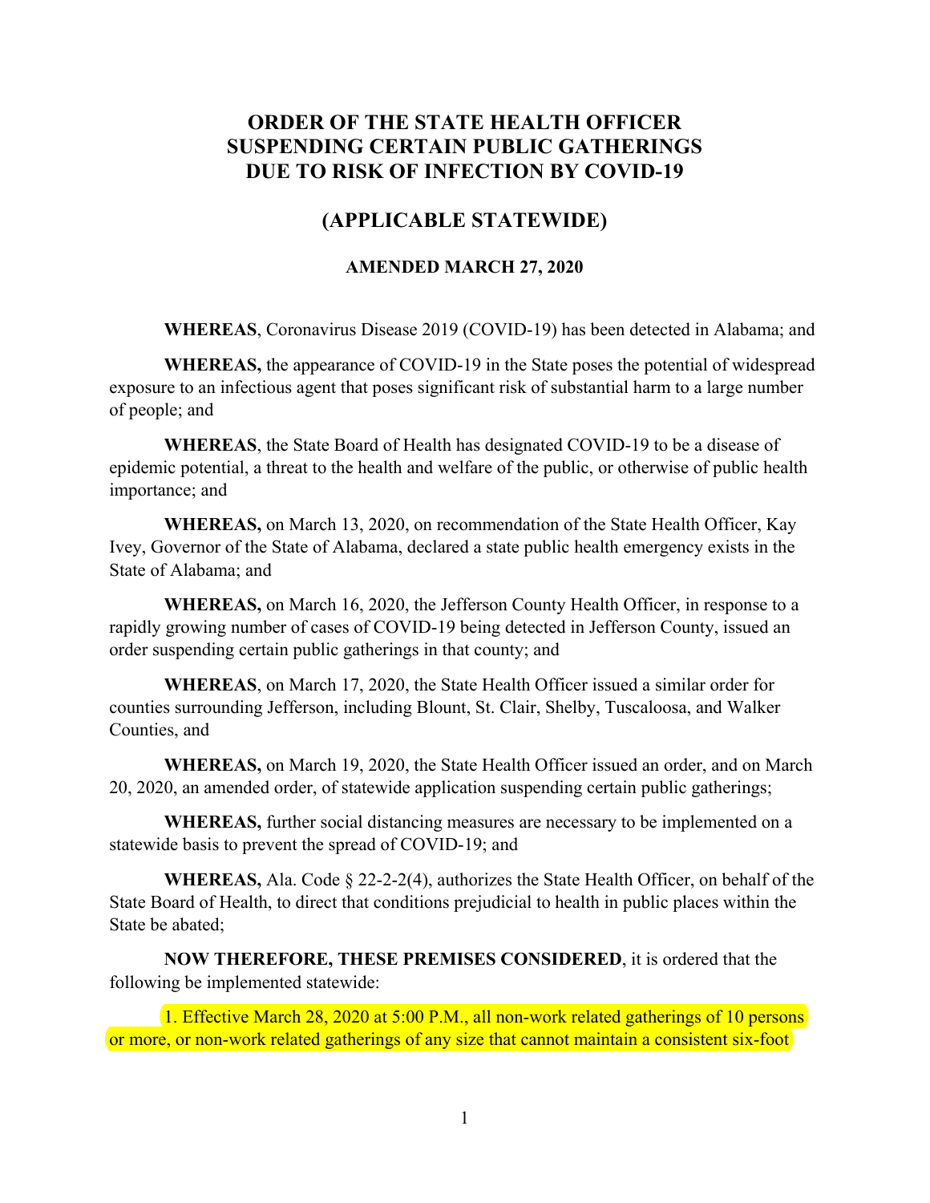# ORDER OF THE STATE HEALTH OFFICER SUSPENDING CERTAIN PUBLIC GATHERINGS DUE TO RISK OF INFECTION BY COVID-19

## (APPLICABLE STATEWIDE)

### AMENDED MARCH 27, 2020

**WHEREAS**, Coronavirus Disease 2019 (COVID-19) has been detected in Alabama; and

**WHEREAS,** the appearance of COVID-19 in the State poses the potential of widespread exposure to an infectious agent that poses significant risk of substantial harm to a large number of people; and

**WHEREAS**, the State Board of Health has designated COVID-19 to be a disease of epidemic potential, a threat to the health and welfare of the public, or otherwise of public health importance; and

**WHEREAS,** on March 13, 2020, on recommendation of the State Health Officer, Kay Ivey, Governor of the State of Alabama, declared a state public health emergency exists in the State of Alabama; and

**WHEREAS,** on March 16, 2020, the Jefferson County Health Officer, in response to a rapidly growing number of cases of COVID-19 being detected in Jefferson County, issued an order suspending certain public gatherings in that county; and

**WHEREAS**, on March 17, 2020, the State Health Officer issued a similar order for counties surrounding Jefferson, including Blount, St. Clair, Shelby, Tuscaloosa, and Walker Counties, and

**WHEREAS,** on March 19, 2020, the State Health Officer issued an order, and on March 20, 2020, an amended order, of statewide application suspending certain public gatherings;

**WHEREAS,** further social distancing measures are necessary to be implemented on a statewide basis to prevent the spread of COVID-19; and

**WHEREAS,** Ala. Code § 22-2-2(4), authorizes the State Health Officer, on behalf of the State Board of Health, to direct that conditions prejudicial to health in public places within the State be abated;

**NOW THEREFORE, THESE PREMISES CONSIDERED**, it is ordered that the following be implemented statewide:

1. Effective March 28, 2020 at 5:00 P.M., all non-work related gatherings of 10 persons or more, or non-work related gatherings of any size that cannot maintain a consistent six-foot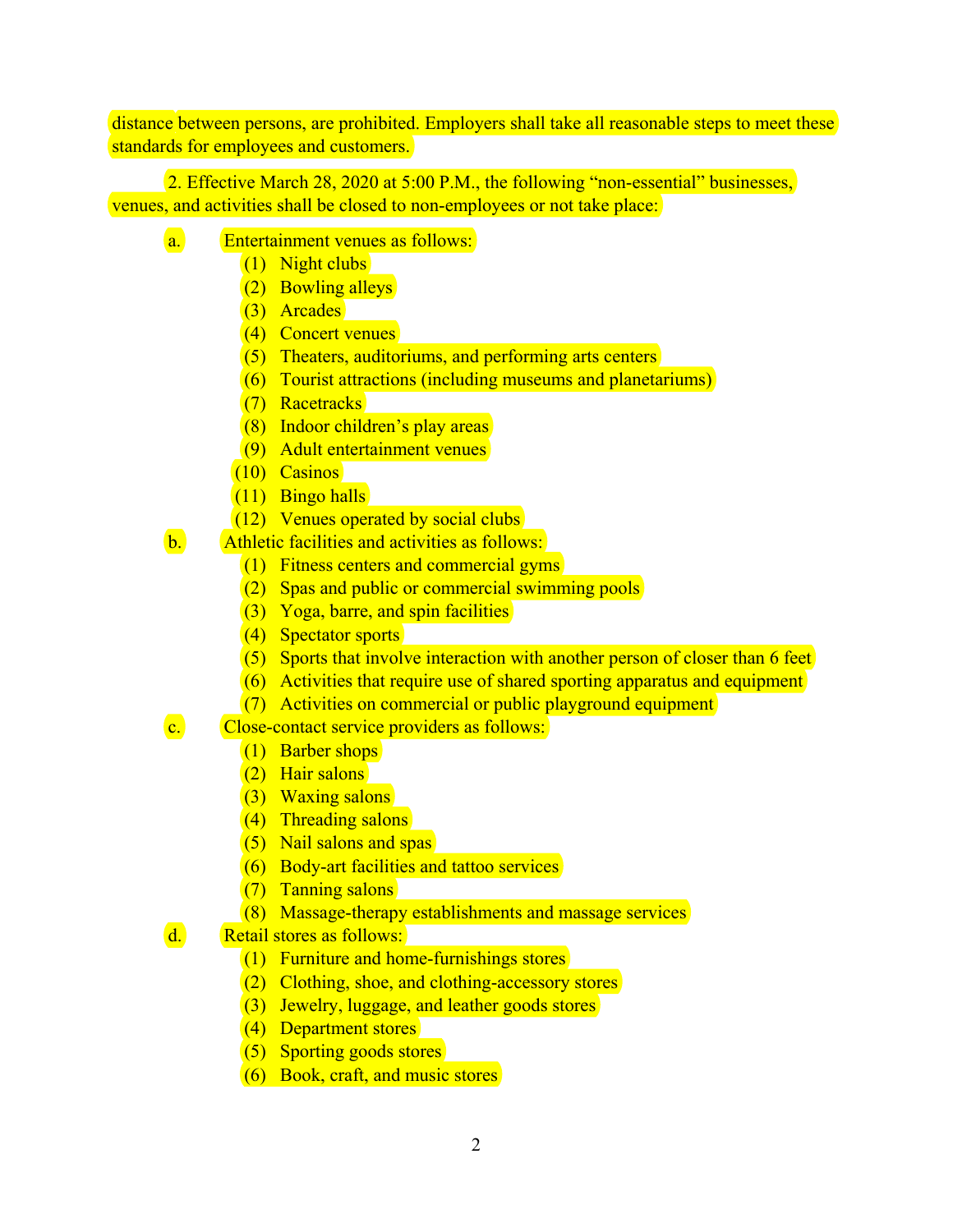distance between persons, are prohibited. Employers shall take all reasonable steps to meet these standards for employees and customers.

2. Effective March 28, 2020 at 5:00 P.M., the following "non-essential" businesses, venues, and activities shall be closed to non-employees or not take place:

a. Entertainment venues as follows:
   - (1) Night clubs
   - (2) Bowling alleys
   - (3) Arcades
   - (4) Concert venues
   - (5) Theaters, auditoriums, and performing arts centers
   - (6) Tourist attractions (including museums and planetariums)
   - (7) Racetracks
   - (8) Indoor children's play areas
   - (9) Adult entertainment venues
   - (10) Casinos
   - (11) Bingo halls
   - (12) Venues operated by social clubs

b. Athletic facilities and activities as follows:
   - (1) Fitness centers and commercial gyms
   - (2) Spas and public or commercial swimming pools
   - (3) Yoga, barre, and spin facilities
   - (4) Spectator sports
   - (5) Sports that involve interaction with another person of closer than 6 feet
   - (6) Activities that require use of shared sporting apparatus and equipment
   - (7) Activities on commercial or public playground equipment

c. Close-contact service providers as follows:
   - (1) Barber shops
   - (2) Hair salons
   - (3) Waxing salons
   - (4) Threading salons
   - (5) Nail salons and spas
   - (6) Body-art facilities and tattoo services
   - (7) Tanning salons
   - (8) Massage-therapy establishments and massage services

d. Retail stores as follows:
   - (1) Furniture and home-furnishings stores
   - (2) Clothing, shoe, and clothing-accessory stores
   - (3) Jewelry, luggage, and leather goods stores
   - (4) Department stores
   - (5) Sporting goods stores
   - (6) Book, craft, and music stores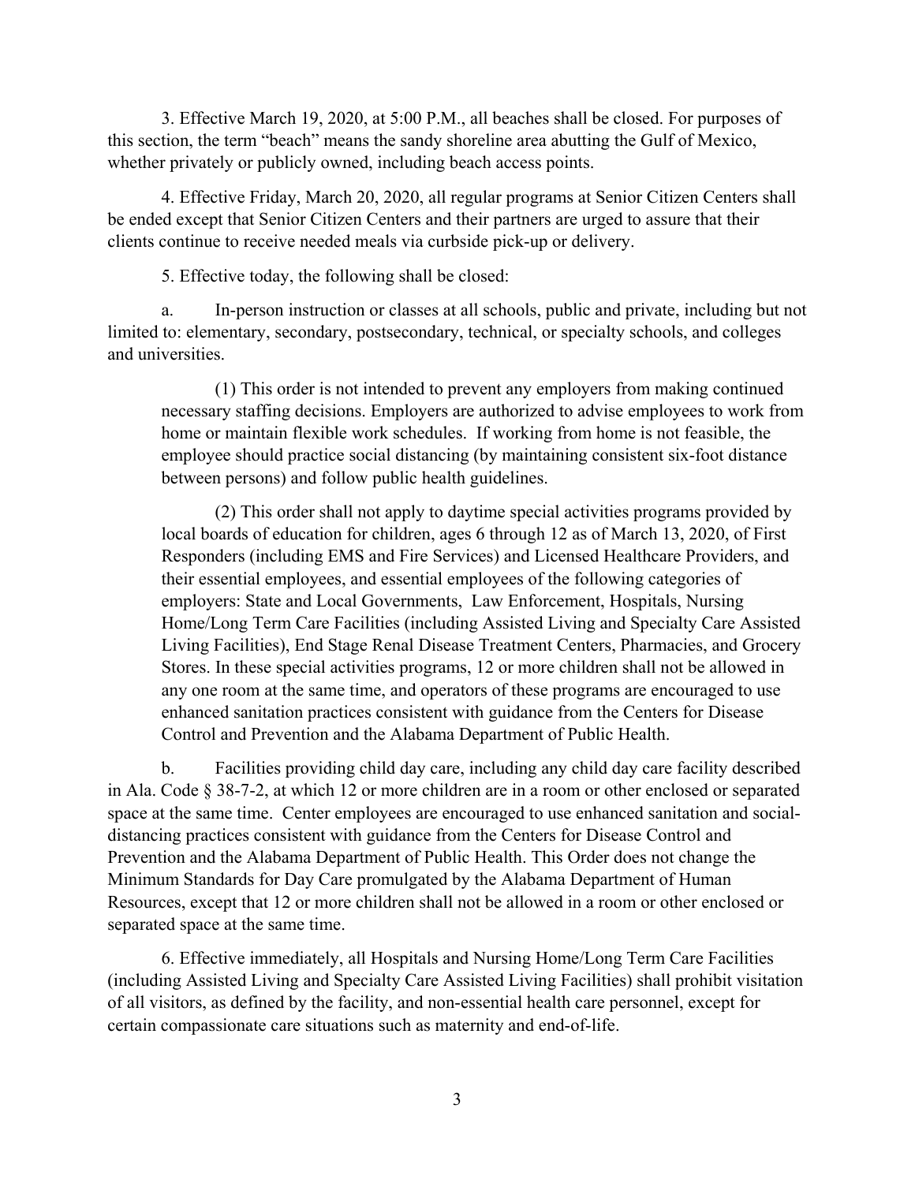3. Effective March 19, 2020, at 5:00 P.M., all beaches shall be closed. For purposes of this section, the term "beach" means the sandy shoreline area abutting the Gulf of Mexico, whether privately or publicly owned, including beach access points.

4. Effective Friday, March 20, 2020, all regular programs at Senior Citizen Centers shall be ended except that Senior Citizen Centers and their partners are urged to assure that their clients continue to receive needed meals via curbside pick-up or delivery.

5. Effective today, the following shall be closed:

a. In-person instruction or classes at all schools, public and private, including but not limited to: elementary, secondary, postsecondary, technical, or specialty schools, and colleges and universities.

> (1) This order is not intended to prevent any employers from making continued necessary staffing decisions. Employers are authorized to advise employees to work from home or maintain flexible work schedules. If working from home is not feasible, the employee should practice social distancing (by maintaining consistent six-foot distance between persons) and follow public health guidelines.
>
> (2) This order shall not apply to daytime special activities programs provided by local boards of education for children, ages 6 through 12 as of March 13, 2020, of First Responders (including EMS and Fire Services) and Licensed Healthcare Providers, and their essential employees, and essential employees of the following categories of employers: State and Local Governments, Law Enforcement, Hospitals, Nursing Home/Long Term Care Facilities (including Assisted Living and Specialty Care Assisted Living Facilities), End Stage Renal Disease Treatment Centers, Pharmacies, and Grocery Stores. In these special activities programs, 12 or more children shall not be allowed in any one room at the same time, and operators of these programs are encouraged to use enhanced sanitation practices consistent with guidance from the Centers for Disease Control and Prevention and the Alabama Department of Public Health.

b. Facilities providing child day care, including any child day care facility described in Ala. Code § 38-7-2, at which 12 or more children are in a room or other enclosed or separated space at the same time. Center employees are encouraged to use enhanced sanitation and social-distancing practices consistent with guidance from the Centers for Disease Control and Prevention and the Alabama Department of Public Health. This Order does not change the Minimum Standards for Day Care promulgated by the Alabama Department of Human Resources, except that 12 or more children shall not be allowed in a room or other enclosed or separated space at the same time.

6. Effective immediately, all Hospitals and Nursing Home/Long Term Care Facilities (including Assisted Living and Specialty Care Assisted Living Facilities) shall prohibit visitation of all visitors, as defined by the facility, and non-essential health care personnel, except for certain compassionate care situations such as maternity and end-of-life.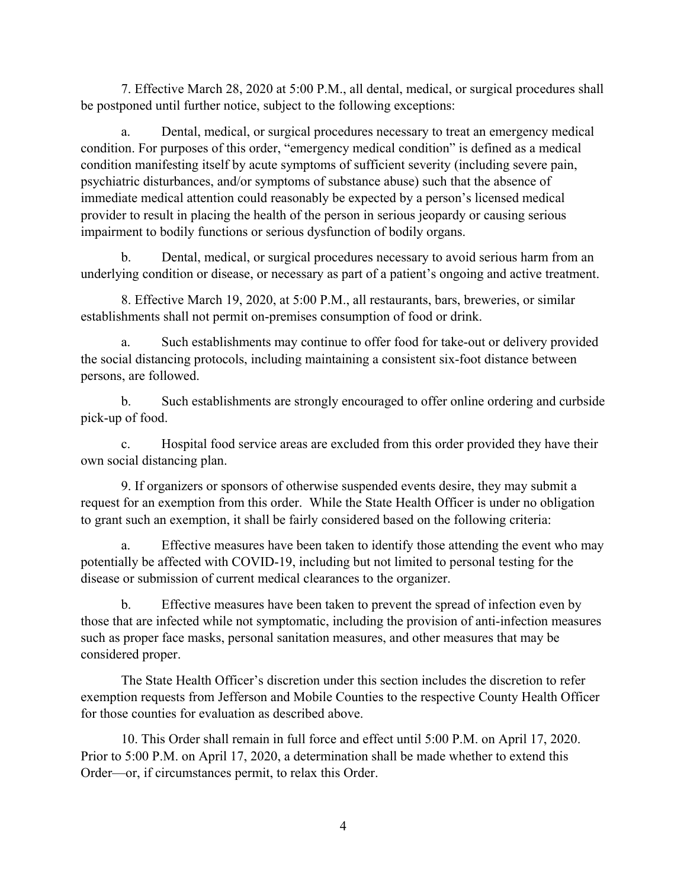7. Effective March 28, 2020 at 5:00 P.M., all dental, medical, or surgical procedures shall be postponed until further notice, subject to the following exceptions:

a. Dental, medical, or surgical procedures necessary to treat an emergency medical condition. For purposes of this order, "emergency medical condition" is defined as a medical condition manifesting itself by acute symptoms of sufficient severity (including severe pain, psychiatric disturbances, and/or symptoms of substance abuse) such that the absence of immediate medical attention could reasonably be expected by a person's licensed medical provider to result in placing the health of the person in serious jeopardy or causing serious impairment to bodily functions or serious dysfunction of bodily organs.

b. Dental, medical, or surgical procedures necessary to avoid serious harm from an underlying condition or disease, or necessary as part of a patient's ongoing and active treatment.

8. Effective March 19, 2020, at 5:00 P.M., all restaurants, bars, breweries, or similar establishments shall not permit on-premises consumption of food or drink.

a. Such establishments may continue to offer food for take-out or delivery provided the social distancing protocols, including maintaining a consistent six-foot distance between persons, are followed.

b. Such establishments are strongly encouraged to offer online ordering and curbside pick-up of food.

c. Hospital food service areas are excluded from this order provided they have their own social distancing plan.

9. If organizers or sponsors of otherwise suspended events desire, they may submit a request for an exemption from this order. While the State Health Officer is under no obligation to grant such an exemption, it shall be fairly considered based on the following criteria:

a. Effective measures have been taken to identify those attending the event who may potentially be affected with COVID-19, including but not limited to personal testing for the disease or submission of current medical clearances to the organizer.

b. Effective measures have been taken to prevent the spread of infection even by those that are infected while not symptomatic, including the provision of anti-infection measures such as proper face masks, personal sanitation measures, and other measures that may be considered proper.

The State Health Officer's discretion under this section includes the discretion to refer exemption requests from Jefferson and Mobile Counties to the respective County Health Officer for those counties for evaluation as described above.

10. This Order shall remain in full force and effect until 5:00 P.M. on April 17, 2020. Prior to 5:00 P.M. on April 17, 2020, a determination shall be made whether to extend this Order—or, if circumstances permit, to relax this Order.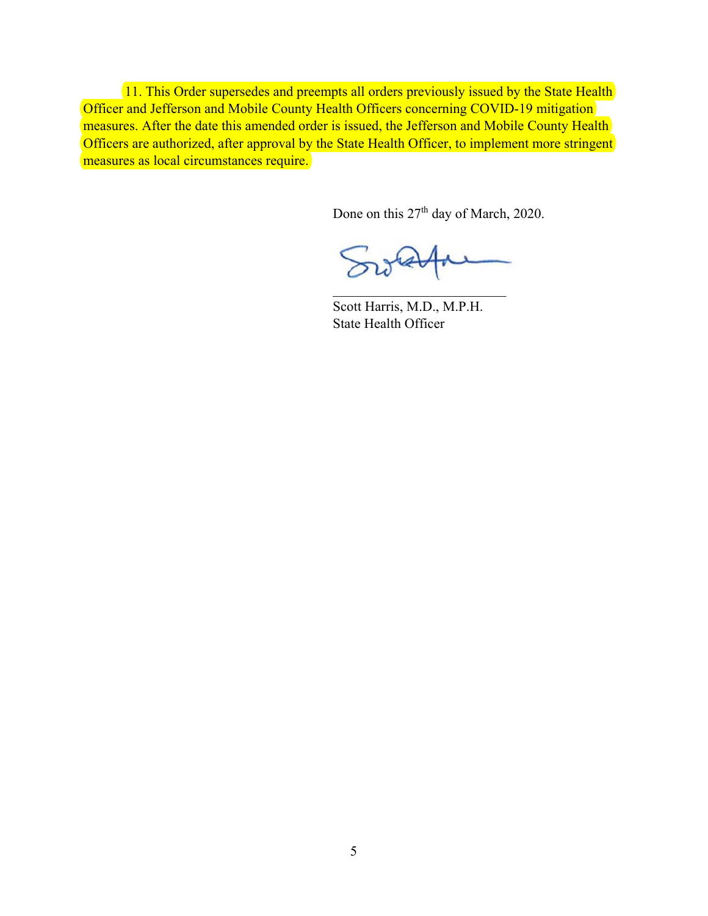11. This Order supersedes and preempts all orders previously issued by the State Health Officer and Jefferson and Mobile County Health Officers concerning COVID-19 mitigation measures. After the date this amended order is issued, the Jefferson and Mobile County Health Officers are authorized, after approval by the State Health Officer, to implement more stringent measures as local circumstances require.

Done on this 27th day of March, 2020.

\_\_\_\_\_\_\_\_\_\_\_\_\_\_\_\_\_\_\_\_\_\_\_\_\_\_\_\_

Scott Harris, M.D., M.P.H.
State Health Officer